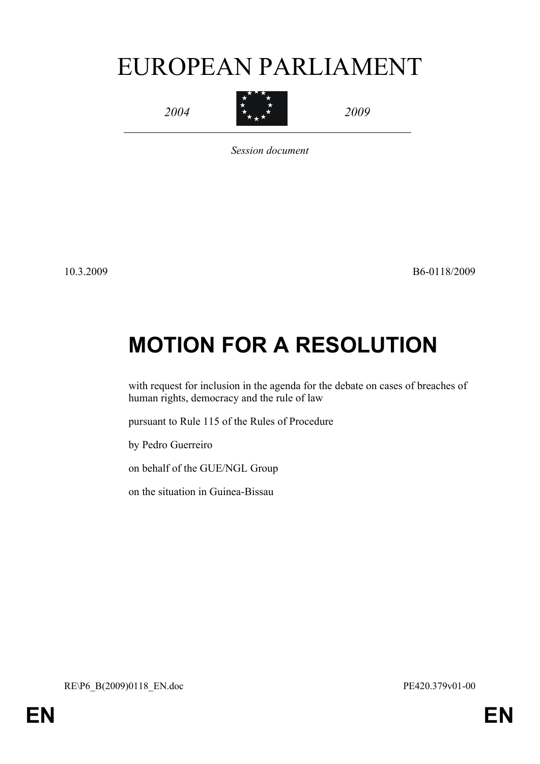# EUROPEAN PARLIAMENT

*2004* *2009*

*Session document*

10.3.2009 B6-0118/2009

# MOTION FOR A RESOLUTION

with request for inclusion in the agenda for the debate on cases of breaches of human rights, democracy and the rule of law

pursuant to Rule 115 of the Rules of Procedure

by Pedro Guerreiro

on behalf of the GUE/NGL Group

on the situation in Guinea-Bissau

RE\P6_B(2009)0118_EN.doc PE420.379v01-00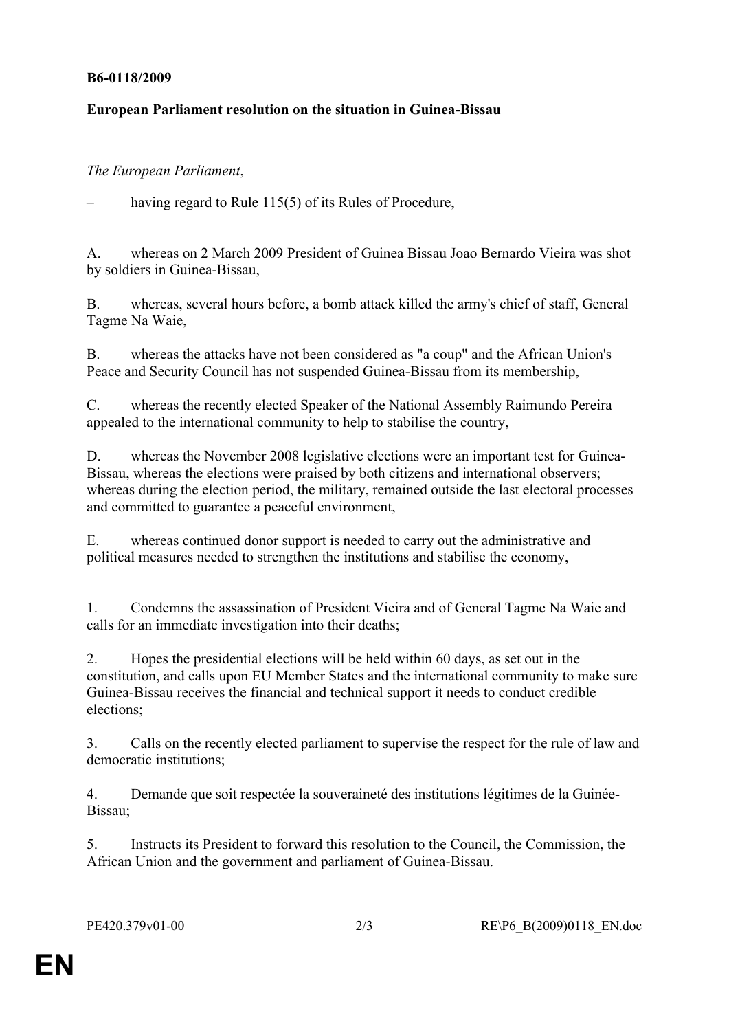**B6-0118/2009**

**European Parliament resolution on the situation in Guinea-Bissau**

*The European Parliament*,

– having regard to Rule 115(5) of its Rules of Procedure,

A. whereas on 2 March 2009 President of Guinea Bissau Joao Bernardo Vieira was shot by soldiers in Guinea-Bissau,

B. whereas, several hours before, a bomb attack killed the army's chief of staff, General Tagme Na Waie,

B. whereas the attacks have not been considered as "a coup" and the African Union's Peace and Security Council has not suspended Guinea-Bissau from its membership,

C. whereas the recently elected Speaker of the National Assembly Raimundo Pereira appealed to the international community to help to stabilise the country,

D. whereas the November 2008 legislative elections were an important test for Guinea-Bissau, whereas the elections were praised by both citizens and international observers; whereas during the election period, the military, remained outside the last electoral processes and committed to guarantee a peaceful environment,

E. whereas continued donor support is needed to carry out the administrative and political measures needed to strengthen the institutions and stabilise the economy,

1. Condemns the assassination of President Vieira and of General Tagme Na Waie and calls for an immediate investigation into their deaths;

2. Hopes the presidential elections will be held within 60 days, as set out in the constitution, and calls upon EU Member States and the international community to make sure Guinea-Bissau receives the financial and technical support it needs to conduct credible elections;

3. Calls on the recently elected parliament to supervise the respect for the rule of law and democratic institutions;

4. Demande que soit respectée la souveraineté des institutions légitimes de la Guinée-Bissau;

5. Instructs its President to forward this resolution to the Council, the Commission, the African Union and the government and parliament of Guinea-Bissau.